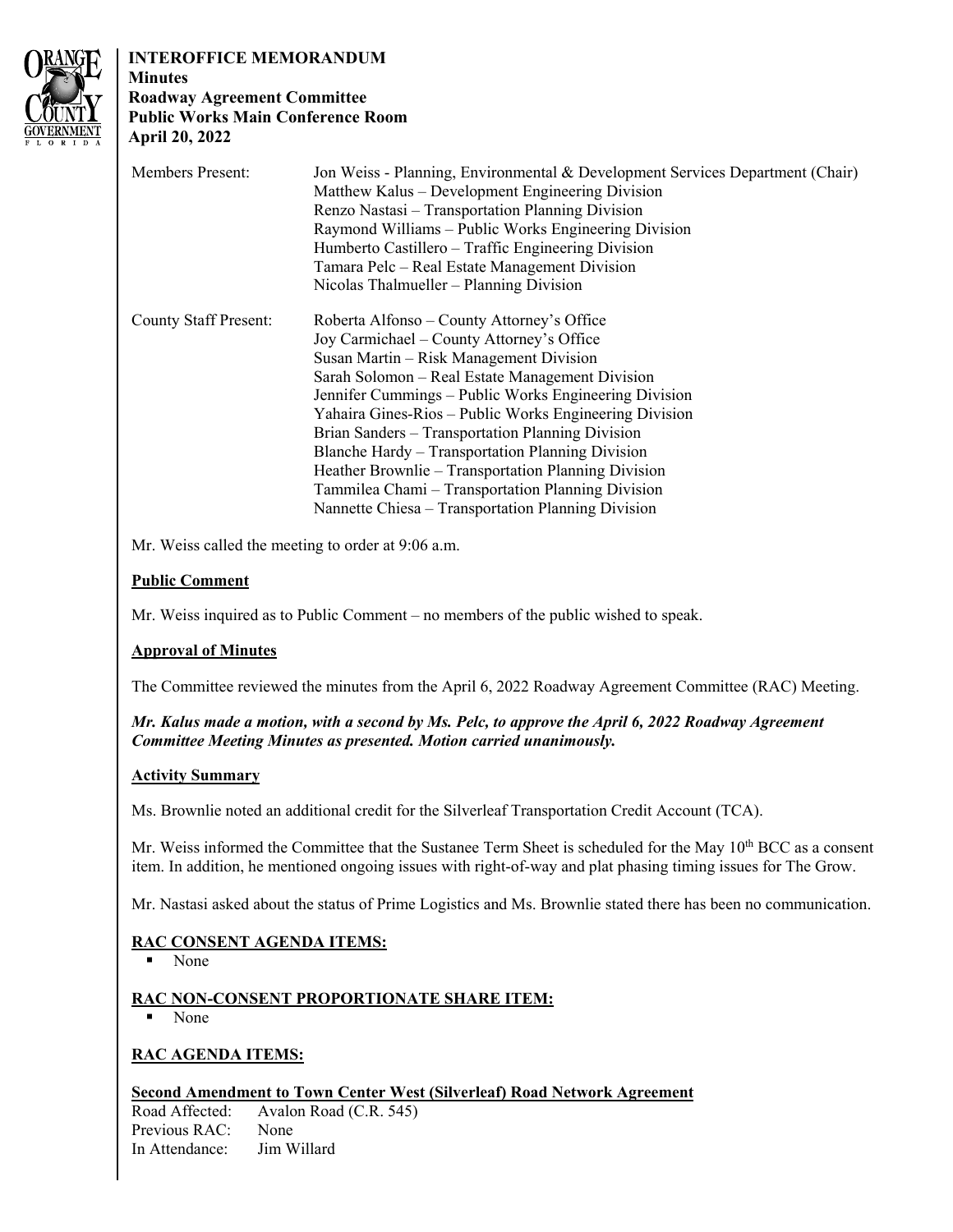**INTEROFFICE MEMORANDUM**
**Minutes**
**Roadway Agreement Committee**
**Public Works Main Conference Room**
**April 20, 2022**

| | |
|---|---|
| Members Present: | Jon Weiss - Planning, Environmental & Development Services Department (Chair) |
| | Matthew Kalus – Development Engineering Division |
| | Renzo Nastasi – Transportation Planning Division |
| | Raymond Williams – Public Works Engineering Division |
| | Humberto Castillero – Traffic Engineering Division |
| | Tamara Pelc – Real Estate Management Division |
| | Nicolas Thalmueller – Planning Division |
| County Staff Present: | Roberta Alfonso – County Attorney's Office |
| | Joy Carmichael – County Attorney's Office |
| | Susan Martin – Risk Management Division |
| | Sarah Solomon – Real Estate Management Division |
| | Jennifer Cummings – Public Works Engineering Division |
| | Yahaira Gines-Rios – Public Works Engineering Division |
| | Brian Sanders – Transportation Planning Division |
| | Blanche Hardy – Transportation Planning Division |
| | Heather Brownlie – Transportation Planning Division |
| | Tammilea Chami – Transportation Planning Division |
| | Nannette Chiesa – Transportation Planning Division |

Mr. Weiss called the meeting to order at 9:06 a.m.

**Public Comment**

Mr. Weiss inquired as to Public Comment – no members of the public wished to speak.

**Approval of Minutes**

The Committee reviewed the minutes from the April 6, 2022 Roadway Agreement Committee (RAC) Meeting.

***Mr. Kalus made a motion, with a second by Ms. Pelc, to approve the April 6, 2022 Roadway Agreement Committee Meeting Minutes as presented. Motion carried unanimously.***

**Activity Summary**

Ms. Brownlie noted an additional credit for the Silverleaf Transportation Credit Account (TCA).

Mr. Weiss informed the Committee that the Sustanee Term Sheet is scheduled for the May 10th BCC as a consent item. In addition, he mentioned ongoing issues with right-of-way and plat phasing timing issues for The Grow.

Mr. Nastasi asked about the status of Prime Logistics and Ms. Brownlie stated there has been no communication.

**RAC CONSENT AGENDA ITEMS:**

- None

**RAC NON-CONSENT PROPORTIONATE SHARE ITEM:**

- None

**RAC AGENDA ITEMS:**

**Second Amendment to Town Center West (Silverleaf) Road Network Agreement**

Road Affected: Avalon Road (C.R. 545)
Previous RAC: None
In Attendance: Jim Willard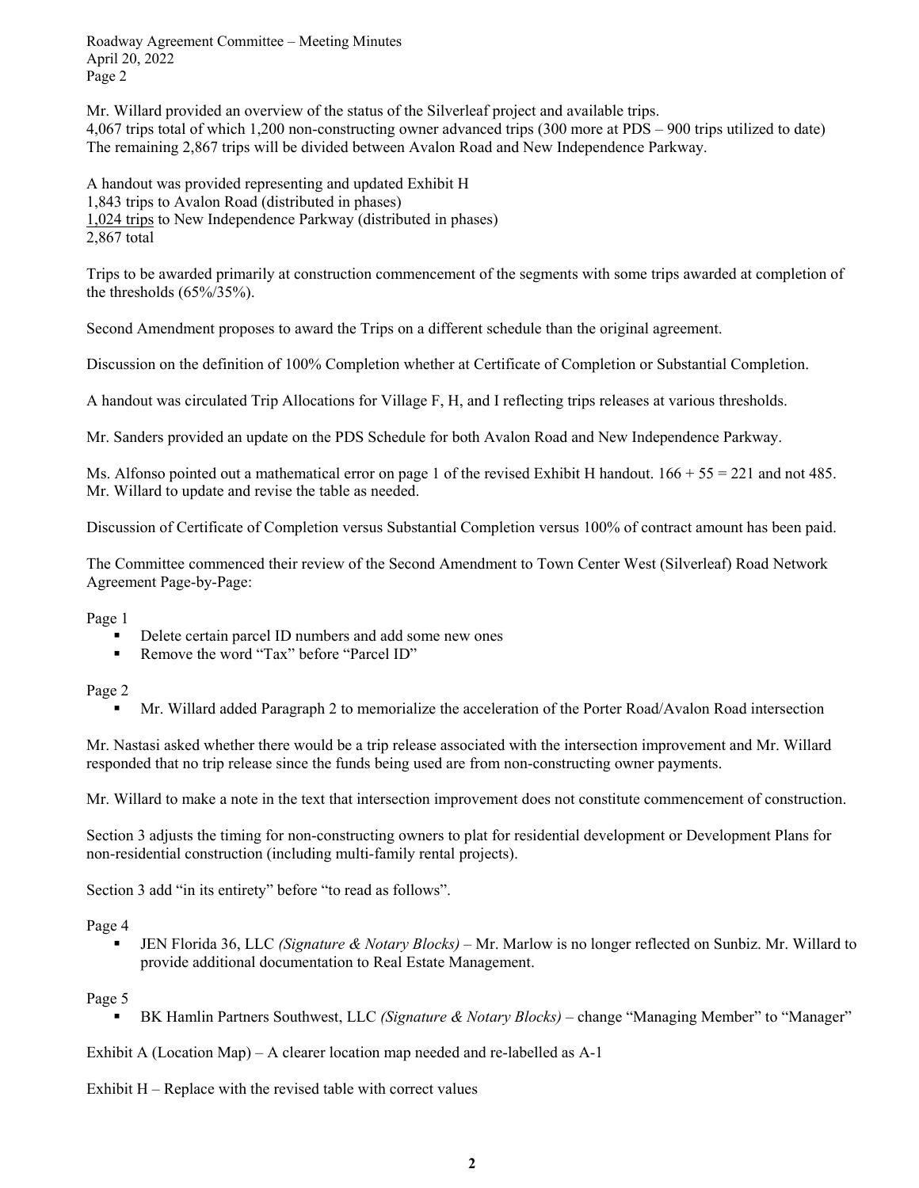Mr. Willard provided an overview of the status of the Silverleaf project and available trips.
4,067 trips total of which 1,200 non-constructing owner advanced trips (300 more at PDS – 900 trips utilized to date)
The remaining 2,867 trips will be divided between Avalon Road and New Independence Parkway.

A handout was provided representing and updated Exhibit H
1,843 trips to Avalon Road (distributed in phases)
<u>1,024 trips</u> to New Independence Parkway (distributed in phases)
2,867 total

Trips to be awarded primarily at construction commencement of the segments with some trips awarded at completion of the thresholds (65%/35%).

Second Amendment proposes to award the Trips on a different schedule than the original agreement.

Discussion on the definition of 100% Completion whether at Certificate of Completion or Substantial Completion.

A handout was circulated Trip Allocations for Village F, H, and I reflecting trips releases at various thresholds.

Mr. Sanders provided an update on the PDS Schedule for both Avalon Road and New Independence Parkway.

Ms. Alfonso pointed out a mathematical error on page 1 of the revised Exhibit H handout. 166 + 55 = 221 and not 485. Mr. Willard to update and revise the table as needed.

Discussion of Certificate of Completion versus Substantial Completion versus 100% of contract amount has been paid.

The Committee commenced their review of the Second Amendment to Town Center West (Silverleaf) Road Network Agreement Page-by-Page:

Page 1

- Delete certain parcel ID numbers and add some new ones
- Remove the word "Tax" before "Parcel ID"

Page 2

- Mr. Willard added Paragraph 2 to memorialize the acceleration of the Porter Road/Avalon Road intersection

Mr. Nastasi asked whether there would be a trip release associated with the intersection improvement and Mr. Willard responded that no trip release since the funds being used are from non-constructing owner payments.

Mr. Willard to make a note in the text that intersection improvement does not constitute commencement of construction.

Section 3 adjusts the timing for non-constructing owners to plat for residential development or Development Plans for non-residential construction (including multi-family rental projects).

Section 3 add "in its entirety" before "to read as follows".

Page 4

- JEN Florida 36, LLC *(Signature & Notary Blocks)* – Mr. Marlow is no longer reflected on Sunbiz. Mr. Willard to provide additional documentation to Real Estate Management.

Page 5

- BK Hamlin Partners Southwest, LLC *(Signature & Notary Blocks)* – change "Managing Member" to "Manager"

Exhibit A (Location Map) – A clearer location map needed and re-labelled as A-1

Exhibit H – Replace with the revised table with correct values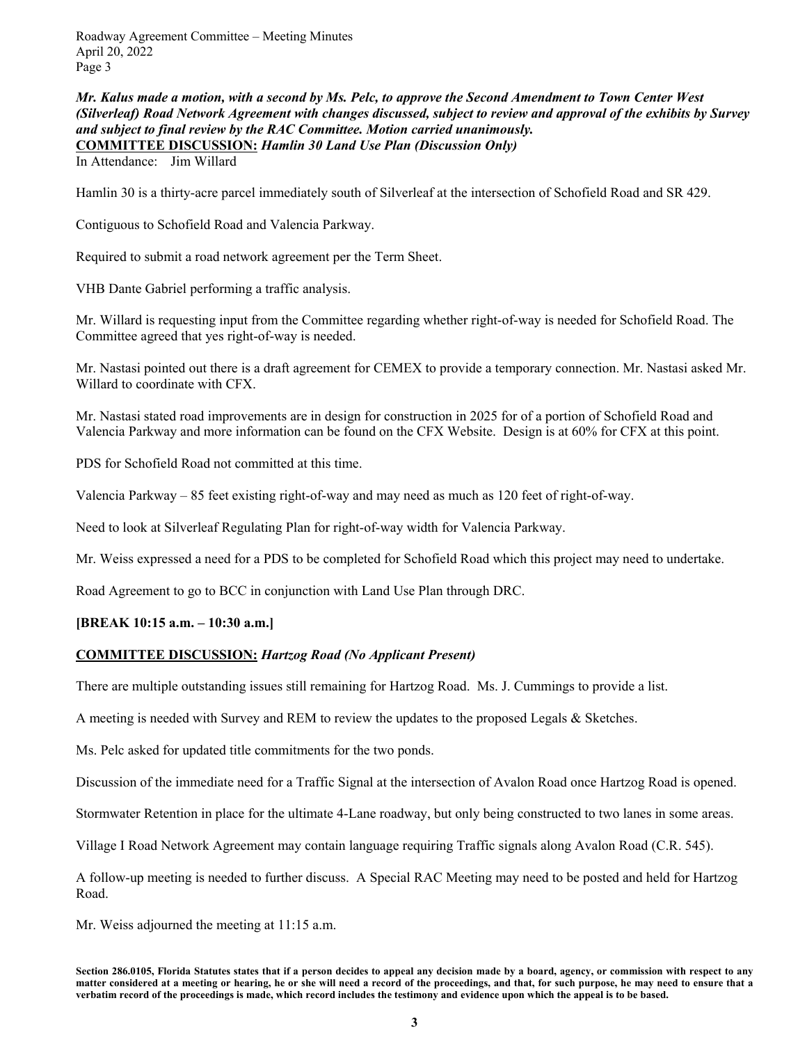***Mr. Kalus made a motion, with a second by Ms. Pelc, to approve the Second Amendment to Town Center West (Silverleaf) Road Network Agreement with changes discussed, subject to review and approval of the exhibits by Survey and subject to final review by the RAC Committee. Motion carried unanimously.***

**COMMITTEE DISCUSSION:** ***Hamlin 30 Land Use Plan (Discussion Only)***

In Attendance: Jim Willard

Hamlin 30 is a thirty-acre parcel immediately south of Silverleaf at the intersection of Schofield Road and SR 429.

Contiguous to Schofield Road and Valencia Parkway.

Required to submit a road network agreement per the Term Sheet.

VHB Dante Gabriel performing a traffic analysis.

Mr. Willard is requesting input from the Committee regarding whether right-of-way is needed for Schofield Road. The Committee agreed that yes right-of-way is needed.

Mr. Nastasi pointed out there is a draft agreement for CEMEX to provide a temporary connection. Mr. Nastasi asked Mr. Willard to coordinate with CFX.

Mr. Nastasi stated road improvements are in design for construction in 2025 for of a portion of Schofield Road and Valencia Parkway and more information can be found on the CFX Website. Design is at 60% for CFX at this point.

PDS for Schofield Road not committed at this time.

Valencia Parkway – 85 feet existing right-of-way and may need as much as 120 feet of right-of-way.

Need to look at Silverleaf Regulating Plan for right-of-way width for Valencia Parkway.

Mr. Weiss expressed a need for a PDS to be completed for Schofield Road which this project may need to undertake.

Road Agreement to go to BCC in conjunction with Land Use Plan through DRC.

**[BREAK 10:15 a.m. – 10:30 a.m.]**

**COMMITTEE DISCUSSION:** ***Hartzog Road (No Applicant Present)***

There are multiple outstanding issues still remaining for Hartzog Road. Ms. J. Cummings to provide a list.

A meeting is needed with Survey and REM to review the updates to the proposed Legals & Sketches.

Ms. Pelc asked for updated title commitments for the two ponds.

Discussion of the immediate need for a Traffic Signal at the intersection of Avalon Road once Hartzog Road is opened.

Stormwater Retention in place for the ultimate 4-Lane roadway, but only being constructed to two lanes in some areas.

Village I Road Network Agreement may contain language requiring Traffic signals along Avalon Road (C.R. 545).

A follow-up meeting is needed to further discuss. A Special RAC Meeting may need to be posted and held for Hartzog Road.

Mr. Weiss adjourned the meeting at 11:15 a.m.

**Section 286.0105, Florida Statutes states that if a person decides to appeal any decision made by a board, agency, or commission with respect to any matter considered at a meeting or hearing, he or she will need a record of the proceedings, and that, for such purpose, he may need to ensure that a verbatim record of the proceedings is made, which record includes the testimony and evidence upon which the appeal is to be based.**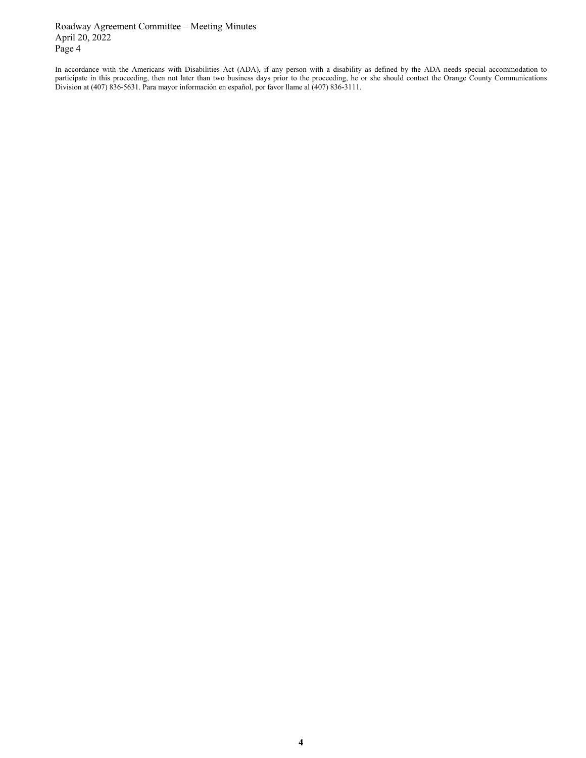In accordance with the Americans with Disabilities Act (ADA), if any person with a disability as defined by the ADA needs special accommodation to participate in this proceeding, then not later than two business days prior to the proceeding, he or she should contact the Orange County Communications Division at (407) 836-5631. Para mayor información en español, por favor llame al (407) 836-3111.